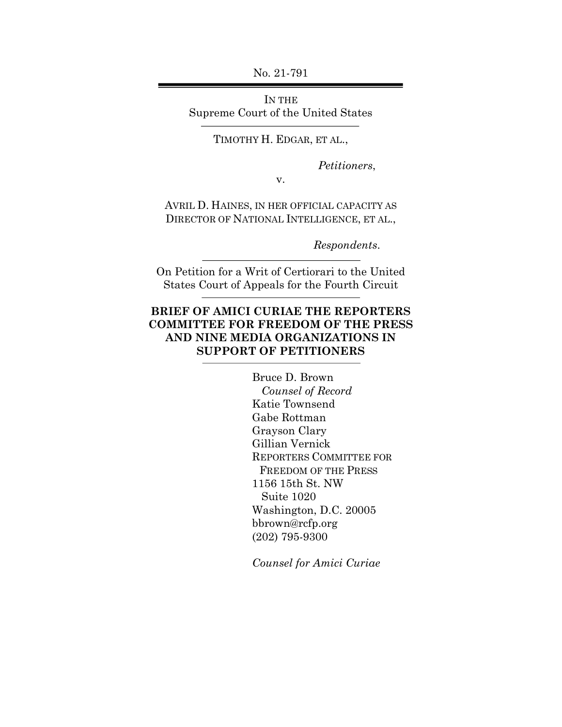No. 21-791

IN THE
Supreme Court of the United States

---

TIMOTHY H. EDGAR, ET AL.,

*Petitioners*,

v.

AVRIL D. HAINES, IN HER OFFICIAL CAPACITY AS DIRECTOR OF NATIONAL INTELLIGENCE, ET AL.,

*Respondents*.

---

On Petition for a Writ of Certiorari to the United States Court of Appeals for the Fourth Circuit

---

**BRIEF OF AMICI CURIAE THE REPORTERS COMMITTEE FOR FREEDOM OF THE PRESS AND NINE MEDIA ORGANIZATIONS IN SUPPORT OF PETITIONERS**

---

Bruce D. Brown
*Counsel of Record*
Katie Townsend
Gabe Rottman
Grayson Clary
Gillian Vernick
REPORTERS COMMITTEE FOR FREEDOM OF THE PRESS
1156 15th St. NW
Suite 1020
Washington, D.C. 20005
bbrown@rcfp.org
(202) 795-9300

*Counsel for Amici Curiae*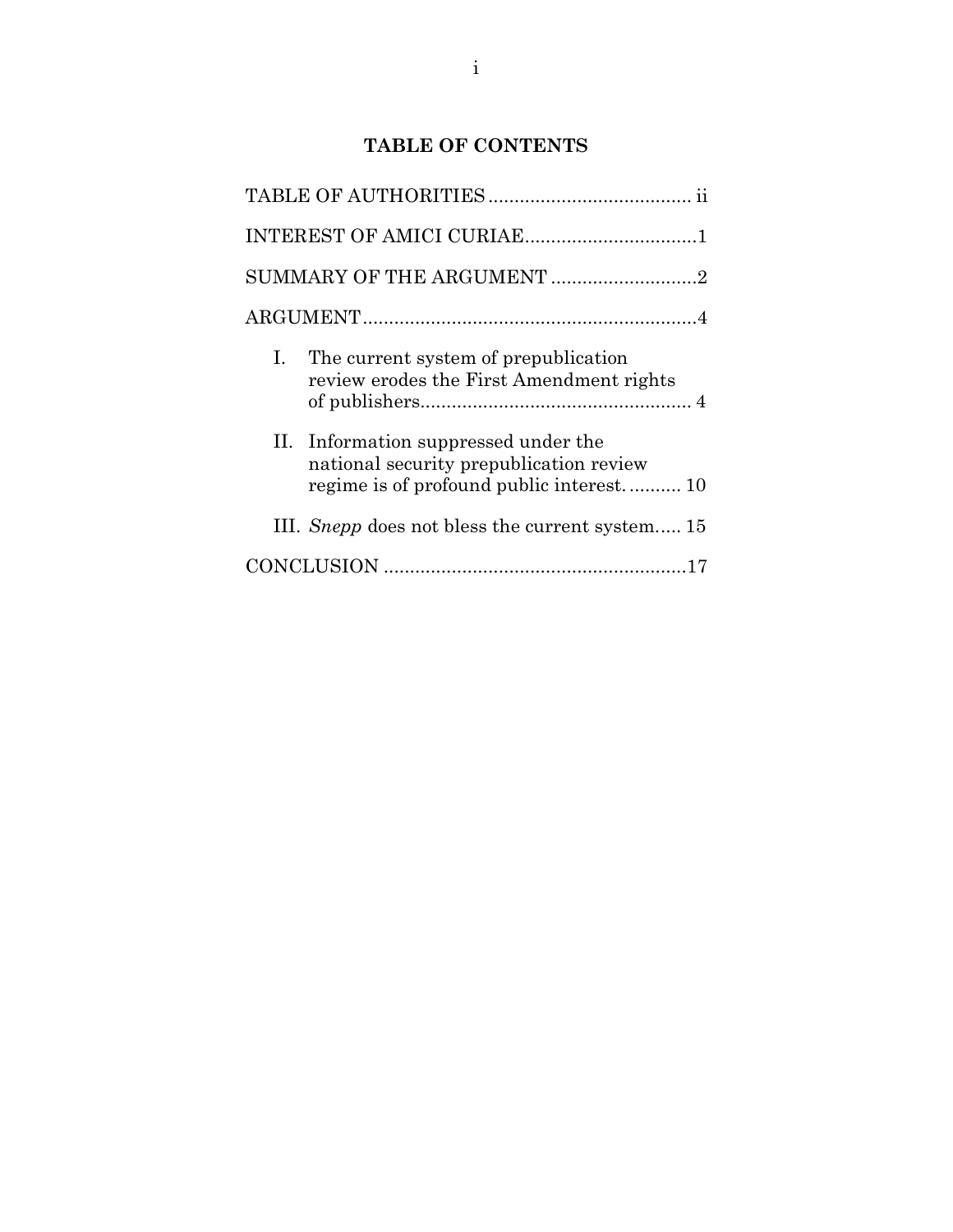## TABLE OF CONTENTS

TABLE OF AUTHORITIES ....................................... ii

INTEREST OF AMICI CURIAE.................................1

SUMMARY OF THE ARGUMENT ............................2

ARGUMENT.................................................................4

I. The current system of prepublication review erodes the First Amendment rights of publishers.................................................... 4

II. Information suppressed under the national security prepublication review regime is of profound public interest. .......... 10

III. *Snepp* does not bless the current system..... 15

CONCLUSION ..........................................................17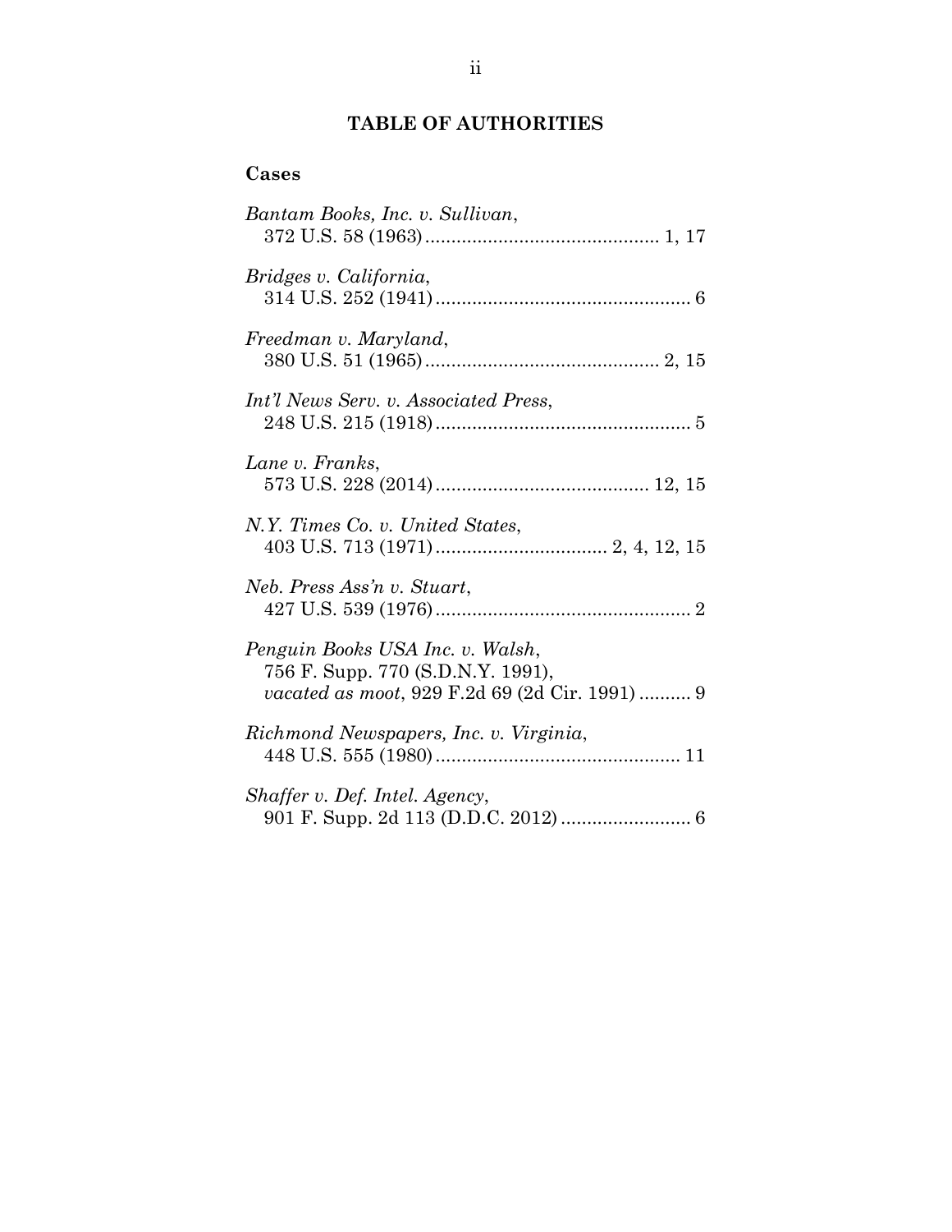## TABLE OF AUTHORITIES

### Cases

*Bantam Books, Inc. v. Sullivan*,
372 U.S. 58 (1963)............................................ 1, 17

*Bridges v. California*,
314 U.S. 252 (1941)................................................ 6

*Freedman v. Maryland*,
380 U.S. 51 (1965)............................................ 2, 15

*Int'l News Serv. v. Associated Press*,
248 U.S. 215 (1918)................................................ 5

*Lane v. Franks*,
573 U.S. 228 (2014)........................................ 12, 15

*N.Y. Times Co. v. United States*,
403 U.S. 713 (1971)................................ 2, 4, 12, 15

*Neb. Press Ass'n v. Stuart*,
427 U.S. 539 (1976)................................................ 2

*Penguin Books USA Inc. v. Walsh*,
756 F. Supp. 770 (S.D.N.Y. 1991),
*vacated as moot*, 929 F.2d 69 (2d Cir. 1991) .......... 9

*Richmond Newspapers, Inc. v. Virginia*,
448 U.S. 555 (1980).............................................. 11

*Shaffer v. Def. Intel. Agency*,
901 F. Supp. 2d 113 (D.D.C. 2012) ........................ 6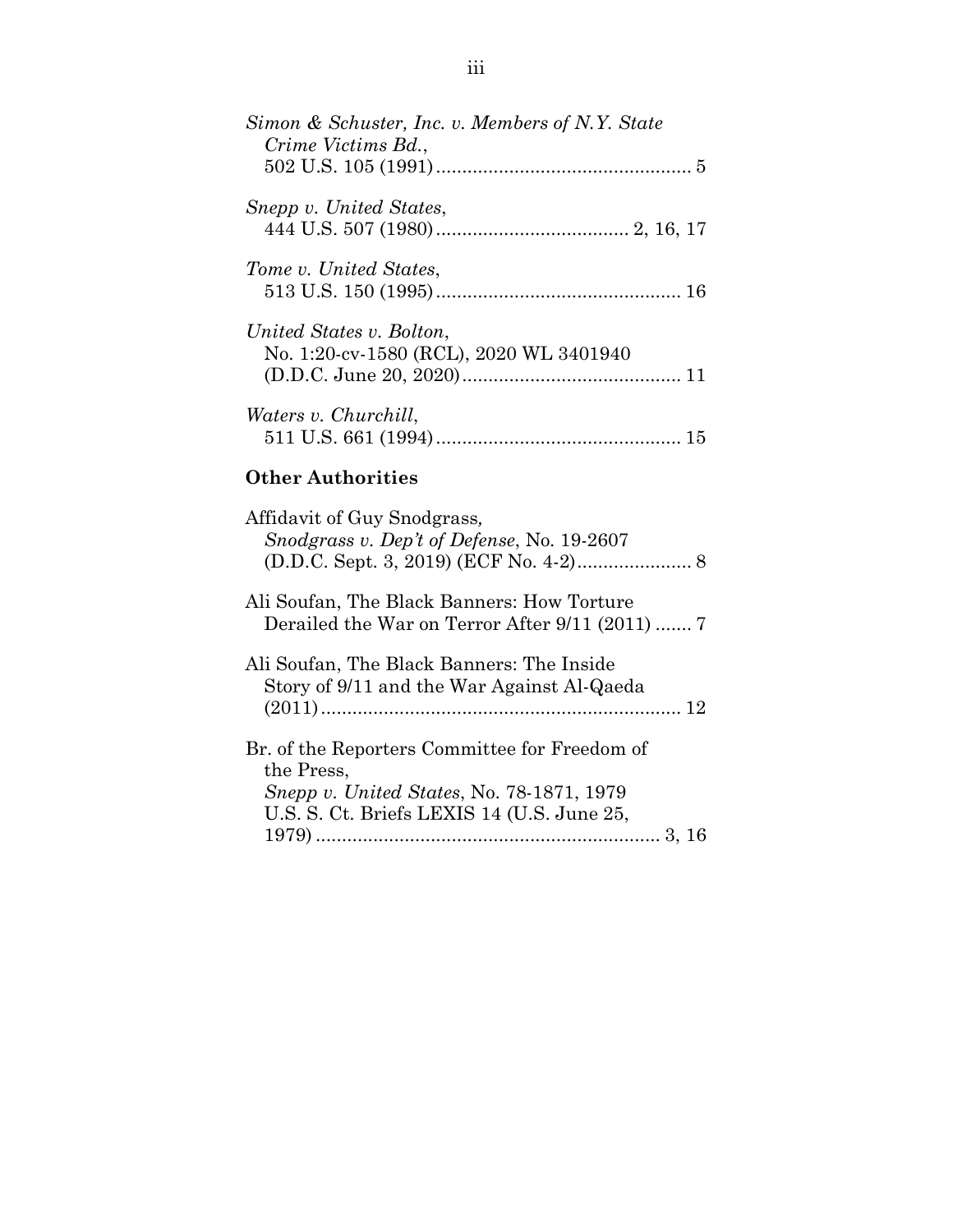*Simon & Schuster, Inc. v. Members of N.Y. State Crime Victims Bd.*, 502 U.S. 105 (1991) ................................................ 5

*Snepp v. United States*, 444 U.S. 507 (1980) ..................................... 2, 16, 17

*Tome v. United States*, 513 U.S. 150 (1995) .............................................. 16

*United States v. Bolton*, No. 1:20-cv-1580 (RCL), 2020 WL 3401940 (D.D.C. June 20, 2020) .......................................... 11

*Waters v. Churchill*, 511 U.S. 661 (1994) .............................................. 15

**Other Authorities**

Affidavit of Guy Snodgrass, *Snodgrass v. Dep't of Defense*, No. 19-2607 (D.D.C. Sept. 3, 2019) (ECF No. 4-2) ...................... 8

Ali Soufan, The Black Banners: How Torture Derailed the War on Terror After 9/11 (2011) ....... 7

Ali Soufan, The Black Banners: The Inside Story of 9/11 and the War Against Al-Qaeda (2011) ..................................................................... 12

Br. of the Reporters Committee for Freedom of the Press, *Snepp v. United States*, No. 78-1871, 1979 U.S. S. Ct. Briefs LEXIS 14 (U.S. June 25, 1979) .................................................................. 3, 16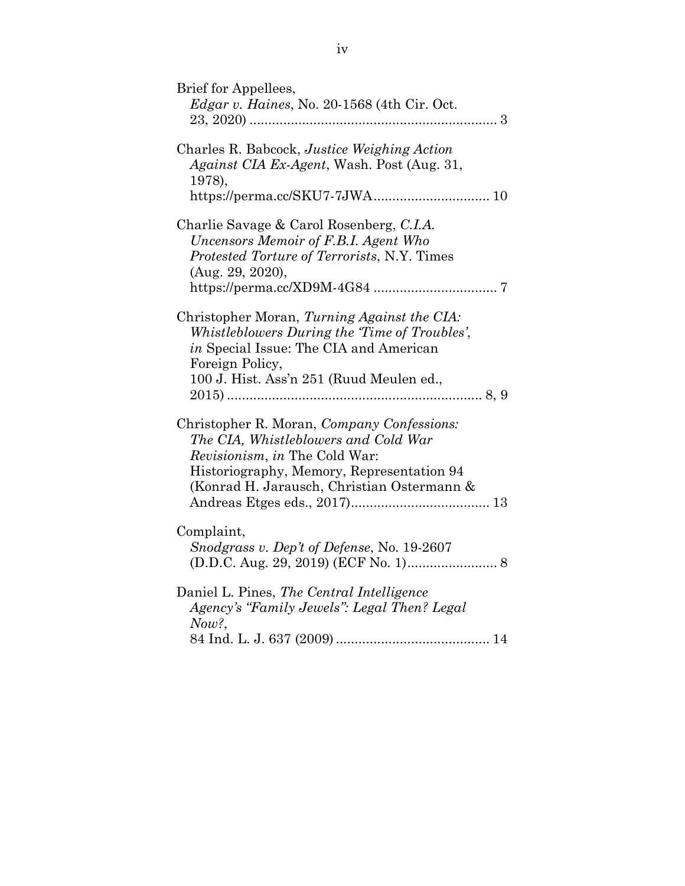Brief for Appellees,
*Edgar v. Haines*, No. 20-1568 (4th Cir. Oct. 23, 2020) .................................................................. 3

Charles R. Babcock, *Justice Weighing Action Against CIA Ex-Agent*, Wash. Post (Aug. 31, 1978),
https://perma.cc/SKU7-7JWA............................... 10

Charlie Savage & Carol Rosenberg, *C.I.A. Uncensors Memoir of F.B.I. Agent Who Protested Torture of Terrorists*, N.Y. Times (Aug. 29, 2020),
https://perma.cc/XD9M-4G84 ................................ 7

Christopher Moran, *Turning Against the CIA: Whistleblowers During the 'Time of Troubles'*, *in* Special Issue: The CIA and American Foreign Policy,
100 J. Hist. Ass'n 251 (Ruud Meulen ed., 2015) .................................................................... 8, 9

Christopher R. Moran, *Company Confessions: The CIA, Whistleblowers and Cold War Revisionism*, *in* The Cold War: Historiography, Memory, Representation 94 (Konrad H. Jarausch, Christian Ostermann & Andreas Etges eds., 2017)..................................... 13

Complaint,
*Snodgrass v. Dep't of Defense*, No. 19-2607 (D.D.C. Aug. 29, 2019) (ECF No. 1)........................ 8

Daniel L. Pines, *The Central Intelligence Agency's "Family Jewels": Legal Then? Legal Now?*,
84 Ind. L. J. 637 (2009) ......................................... 14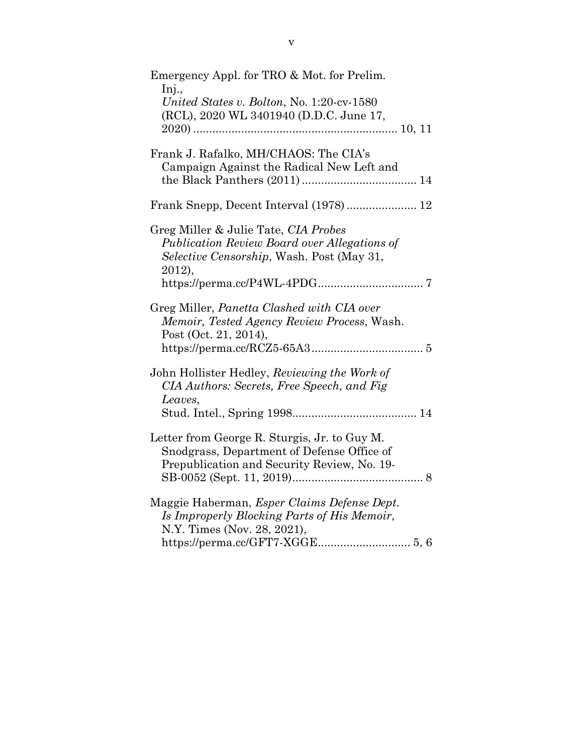Emergency Appl. for TRO & Mot. for Prelim. Inj., *United States v. Bolton*, No. 1:20-cv-1580 (RCL), 2020 WL 3401940 (D.D.C. June 17, 2020) ................................................................ 10, 11

Frank J. Rafalko, MH/CHAOS: The CIA's Campaign Against the Radical New Left and the Black Panthers (2011) .................................... 14

Frank Snepp, Decent Interval (1978) ...................... 12

Greg Miller & Julie Tate, *CIA Probes Publication Review Board over Allegations of Selective Censorship*, Wash. Post (May 31, 2012), https://perma.cc/P4WL-4PDG................................. 7

Greg Miller, *Panetta Clashed with CIA over Memoir, Tested Agency Review Process*, Wash. Post (Oct. 21, 2014), https://perma.cc/RCZ5-65A3................................... 5

John Hollister Hedley, *Reviewing the Work of CIA Authors: Secrets, Free Speech, and Fig Leaves*, Stud. Intel., Spring 1998....................................... 14

Letter from George R. Sturgis, Jr. to Guy M. Snodgrass, Department of Defense Office of Prepublication and Security Review, No. 19-SB-0052 (Sept. 11, 2019)......................................... 8

Maggie Haberman, *Esper Claims Defense Dept. Is Improperly Blocking Parts of His Memoir*, N.Y. Times (Nov. 28, 2021), https://perma.cc/GFT7-XGGE............................. 5, 6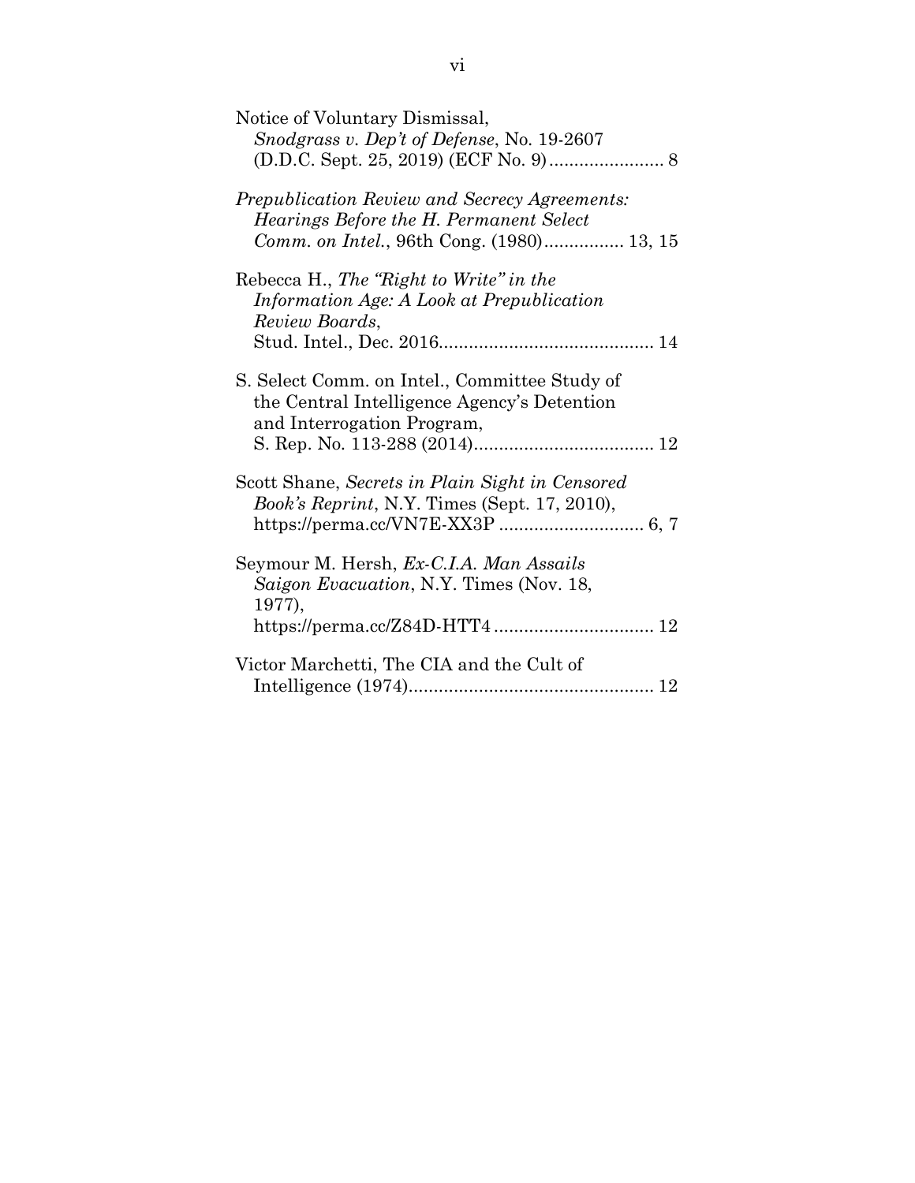Notice of Voluntary Dismissal, *Snodgrass v. Dep't of Defense*, No. 19-2607 (D.D.C. Sept. 25, 2019) (ECF No. 9)....................... 8

*Prepublication Review and Secrecy Agreements: Hearings Before the H. Permanent Select Comm. on Intel.*, 96th Cong. (1980)................ 13, 15

Rebecca H., *The "Right to Write" in the Information Age: A Look at Prepublication Review Boards*, Stud. Intel., Dec. 2016........................................... 14

S. Select Comm. on Intel., Committee Study of the Central Intelligence Agency's Detention and Interrogation Program, S. Rep. No. 113-288 (2014).................................... 12

Scott Shane, *Secrets in Plain Sight in Censored Book's Reprint*, N.Y. Times (Sept. 17, 2010), https://perma.cc/VN7E-XX3P ............................. 6, 7

Seymour M. Hersh, *Ex-C.I.A. Man Assails Saigon Evacuation*, N.Y. Times (Nov. 18, 1977), https://perma.cc/Z84D-HTT4 ................................ 12

Victor Marchetti, The CIA and the Cult of Intelligence (1974)................................................. 12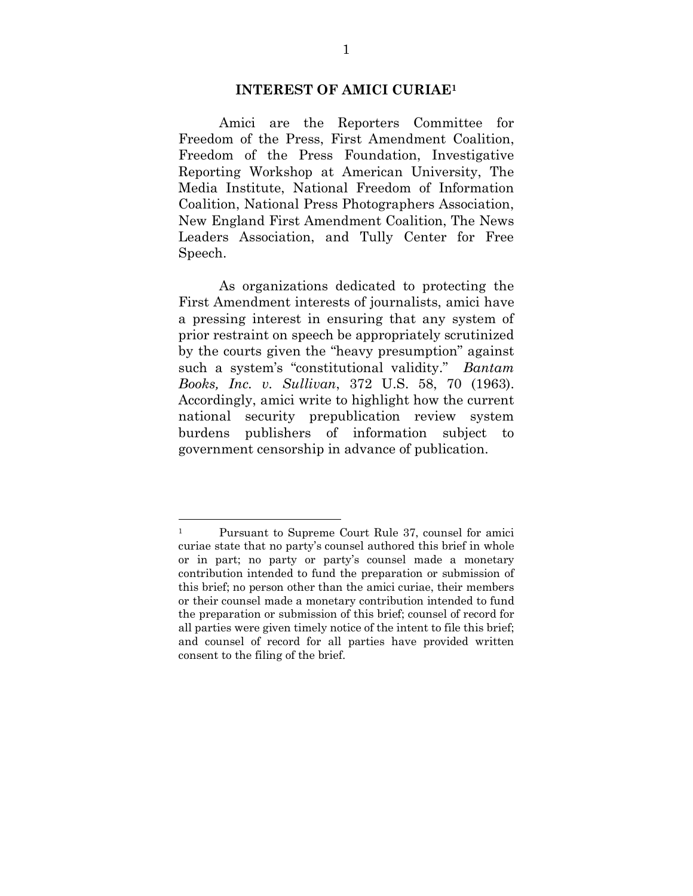## INTEREST OF AMICI CURIAE[1]

Amici are the Reporters Committee for Freedom of the Press, First Amendment Coalition, Freedom of the Press Foundation, Investigative Reporting Workshop at American University, The Media Institute, National Freedom of Information Coalition, National Press Photographers Association, New England First Amendment Coalition, The News Leaders Association, and Tully Center for Free Speech.

As organizations dedicated to protecting the First Amendment interests of journalists, amici have a pressing interest in ensuring that any system of prior restraint on speech be appropriately scrutinized by the courts given the "heavy presumption" against such a system's "constitutional validity." *Bantam Books, Inc. v. Sullivan*, 372 U.S. 58, 70 (1963). Accordingly, amici write to highlight how the current national security prepublication review system burdens publishers of information subject to government censorship in advance of publication.

---

[1] Pursuant to Supreme Court Rule 37, counsel for amici curiae state that no party's counsel authored this brief in whole or in part; no party or party's counsel made a monetary contribution intended to fund the preparation or submission of this brief; no person other than the amici curiae, their members or their counsel made a monetary contribution intended to fund the preparation or submission of this brief; counsel of record for all parties were given timely notice of the intent to file this brief; and counsel of record for all parties have provided written consent to the filing of the brief.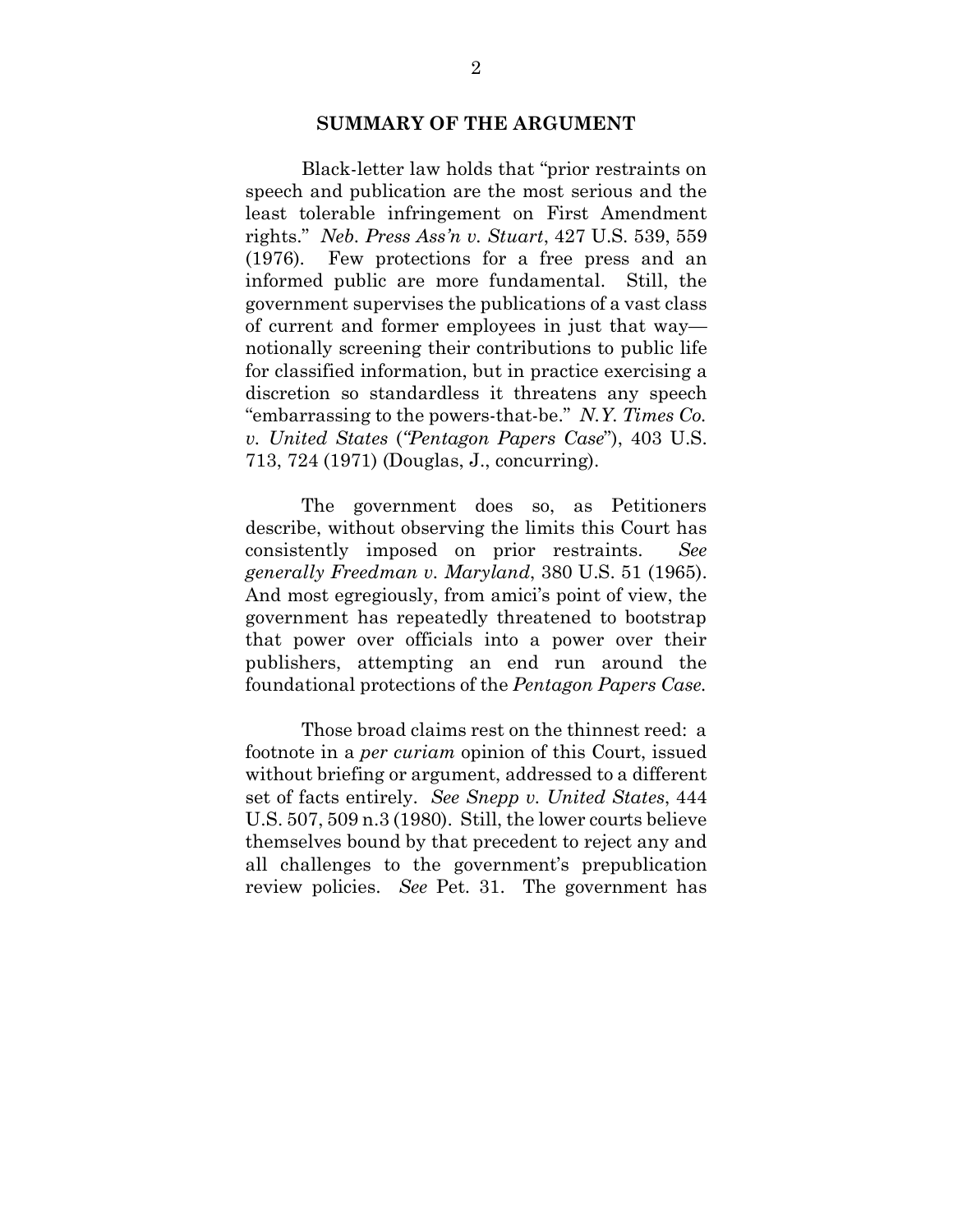## SUMMARY OF THE ARGUMENT

Black-letter law holds that "prior restraints on speech and publication are the most serious and the least tolerable infringement on First Amendment rights." *Neb. Press Ass'n v. Stuart*, 427 U.S. 539, 559 (1976). Few protections for a free press and an informed public are more fundamental. Still, the government supervises the publications of a vast class of current and former employees in just that way—notionally screening their contributions to public life for classified information, but in practice exercising a discretion so standardless it threatens any speech "embarrassing to the powers-that-be." *N.Y. Times Co. v. United States* (*"Pentagon Papers Case"*), 403 U.S. 713, 724 (1971) (Douglas, J., concurring).

The government does so, as Petitioners describe, without observing the limits this Court has consistently imposed on prior restraints. *See generally Freedman v. Maryland*, 380 U.S. 51 (1965). And most egregiously, from amici's point of view, the government has repeatedly threatened to bootstrap that power over officials into a power over their publishers, attempting an end run around the foundational protections of the *Pentagon Papers Case.*

Those broad claims rest on the thinnest reed: a footnote in a *per curiam* opinion of this Court, issued without briefing or argument, addressed to a different set of facts entirely. *See Snepp v. United States*, 444 U.S. 507, 509 n.3 (1980). Still, the lower courts believe themselves bound by that precedent to reject any and all challenges to the government's prepublication review policies. *See* Pet. 31. The government has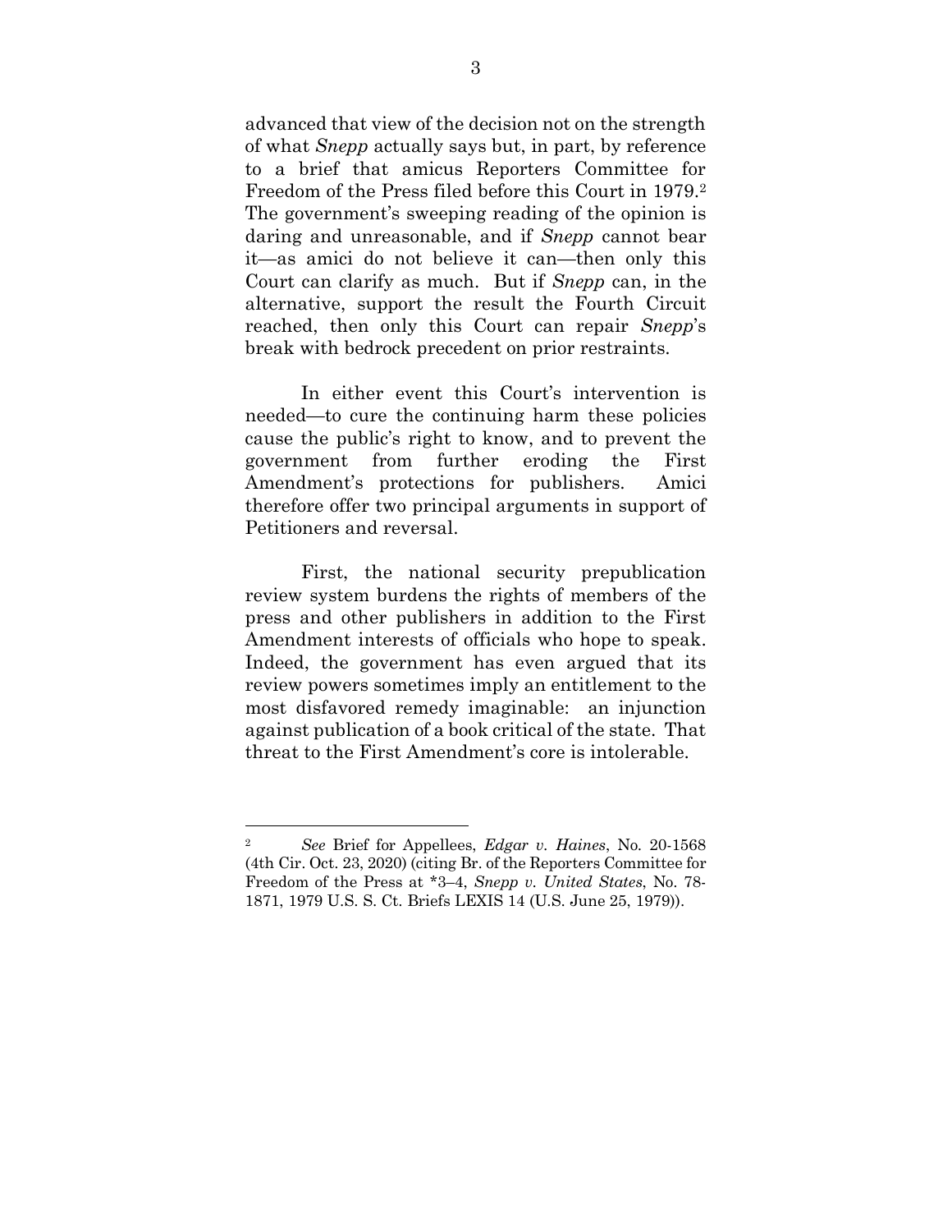advanced that view of the decision not on the strength of what *Snepp* actually says but, in part, by reference to a brief that amicus Reporters Committee for Freedom of the Press filed before this Court in 1979.[2] The government's sweeping reading of the opinion is daring and unreasonable, and if *Snepp* cannot bear it—as amici do not believe it can—then only this Court can clarify as much. But if *Snepp* can, in the alternative, support the result the Fourth Circuit reached, then only this Court can repair *Snepp*'s break with bedrock precedent on prior restraints.

In either event this Court's intervention is needed—to cure the continuing harm these policies cause the public's right to know, and to prevent the government from further eroding the First Amendment's protections for publishers. Amici therefore offer two principal arguments in support of Petitioners and reversal.

First, the national security prepublication review system burdens the rights of members of the press and other publishers in addition to the First Amendment interests of officials who hope to speak. Indeed, the government has even argued that its review powers sometimes imply an entitlement to the most disfavored remedy imaginable: an injunction against publication of a book critical of the state. That threat to the First Amendment's core is intolerable.

---

[2] *See* Brief for Appellees, *Edgar v. Haines*, No. 20-1568 (4th Cir. Oct. 23, 2020) (citing Br. of the Reporters Committee for Freedom of the Press at *3–4, *Snepp v. United States*, No. 78-1871, 1979 U.S. S. Ct. Briefs LEXIS 14 (U.S. June 25, 1979)).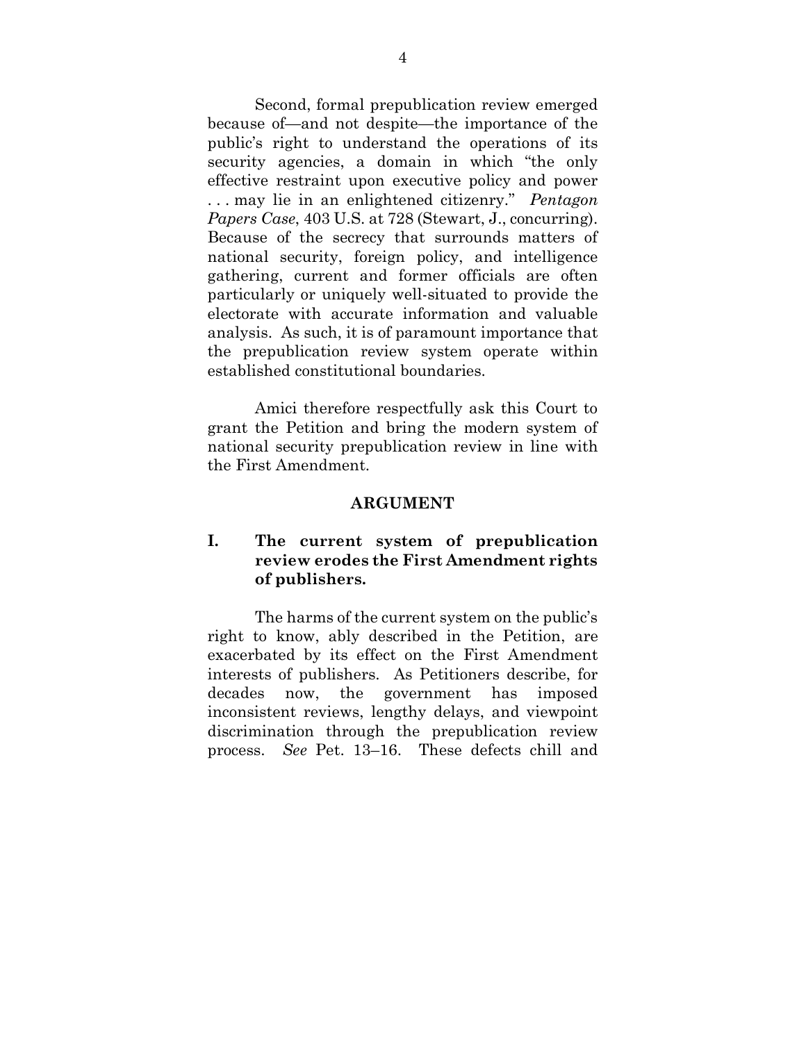Second, formal prepublication review emerged because of—and not despite—the importance of the public's right to understand the operations of its security agencies, a domain in which "the only effective restraint upon executive policy and power . . . may lie in an enlightened citizenry." *Pentagon Papers Case*, 403 U.S. at 728 (Stewart, J., concurring). Because of the secrecy that surrounds matters of national security, foreign policy, and intelligence gathering, current and former officials are often particularly or uniquely well-situated to provide the electorate with accurate information and valuable analysis. As such, it is of paramount importance that the prepublication review system operate within established constitutional boundaries.

Amici therefore respectfully ask this Court to grant the Petition and bring the modern system of national security prepublication review in line with the First Amendment.

## ARGUMENT

### I. The current system of prepublication review erodes the First Amendment rights of publishers.

The harms of the current system on the public's right to know, ably described in the Petition, are exacerbated by its effect on the First Amendment interests of publishers. As Petitioners describe, for decades now, the government has imposed inconsistent reviews, lengthy delays, and viewpoint discrimination through the prepublication review process. *See* Pet. 13–16. These defects chill and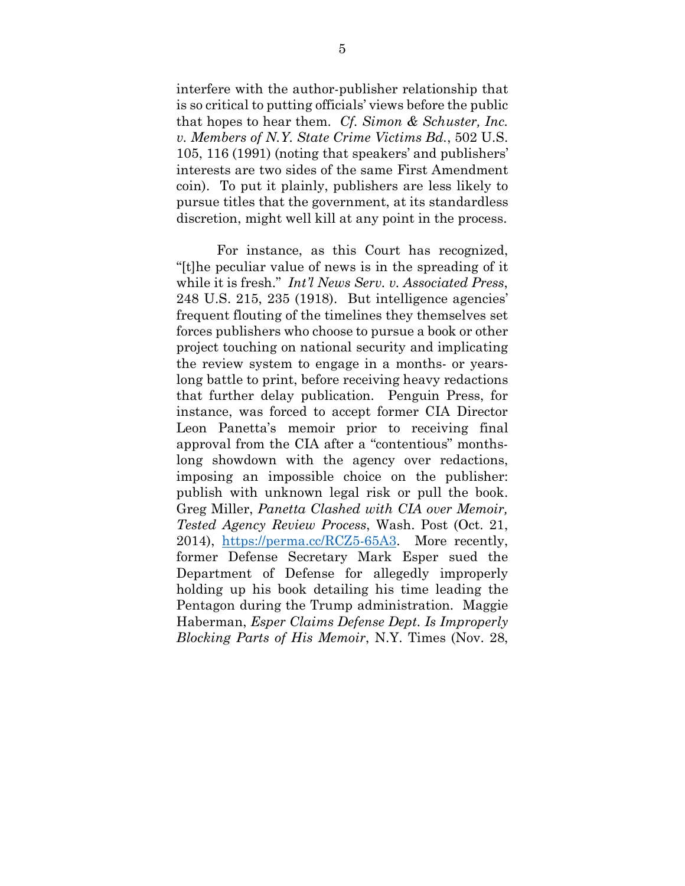interfere with the author-publisher relationship that is so critical to putting officials' views before the public that hopes to hear them. *Cf. Simon & Schuster, Inc. v. Members of N.Y. State Crime Victims Bd.*, 502 U.S. 105, 116 (1991) (noting that speakers' and publishers' interests are two sides of the same First Amendment coin). To put it plainly, publishers are less likely to pursue titles that the government, at its standardless discretion, might well kill at any point in the process.

For instance, as this Court has recognized, "[t]he peculiar value of news is in the spreading of it while it is fresh." *Int'l News Serv. v. Associated Press*, 248 U.S. 215, 235 (1918). But intelligence agencies' frequent flouting of the timelines they themselves set forces publishers who choose to pursue a book or other project touching on national security and implicating the review system to engage in a months- or years-long battle to print, before receiving heavy redactions that further delay publication. Penguin Press, for instance, was forced to accept former CIA Director Leon Panetta's memoir prior to receiving final approval from the CIA after a "contentious" months-long showdown with the agency over redactions, imposing an impossible choice on the publisher: publish with unknown legal risk or pull the book. Greg Miller, *Panetta Clashed with CIA over Memoir, Tested Agency Review Process*, Wash. Post (Oct. 21, 2014), https://perma.cc/RCZ5-65A3. More recently, former Defense Secretary Mark Esper sued the Department of Defense for allegedly improperly holding up his book detailing his time leading the Pentagon during the Trump administration. Maggie Haberman, *Esper Claims Defense Dept. Is Improperly Blocking Parts of His Memoir*, N.Y. Times (Nov. 28,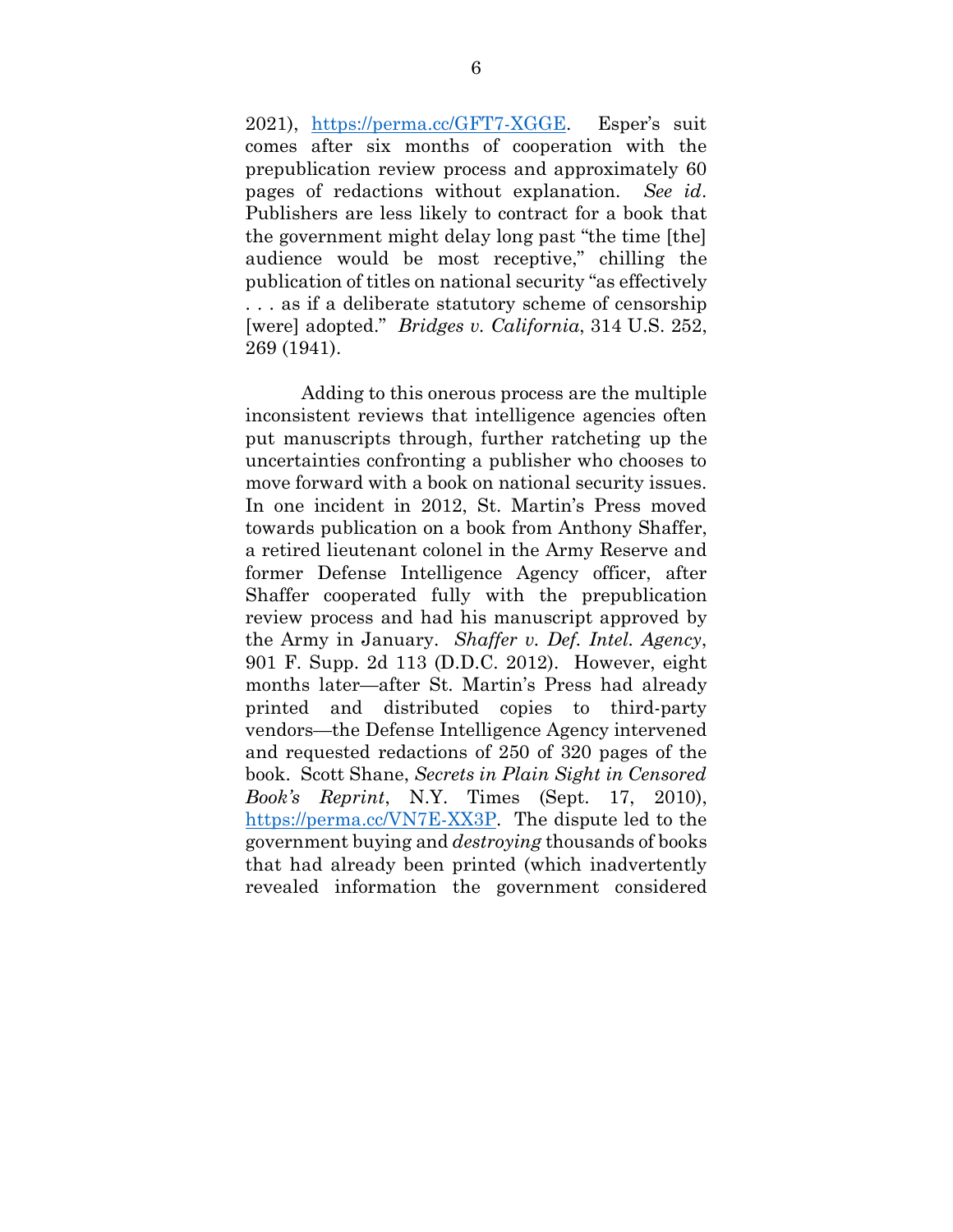2021), https://perma.cc/GFT7-XGGE. Esper's suit comes after six months of cooperation with the prepublication review process and approximately 60 pages of redactions without explanation. *See id*. Publishers are less likely to contract for a book that the government might delay long past "the time [the] audience would be most receptive," chilling the publication of titles on national security "as effectively . . . as if a deliberate statutory scheme of censorship [were] adopted." *Bridges v. California*, 314 U.S. 252, 269 (1941).

Adding to this onerous process are the multiple inconsistent reviews that intelligence agencies often put manuscripts through, further ratcheting up the uncertainties confronting a publisher who chooses to move forward with a book on national security issues. In one incident in 2012, St. Martin's Press moved towards publication on a book from Anthony Shaffer, a retired lieutenant colonel in the Army Reserve and former Defense Intelligence Agency officer, after Shaffer cooperated fully with the prepublication review process and had his manuscript approved by the Army in January. *Shaffer v. Def. Intel. Agency*, 901 F. Supp. 2d 113 (D.D.C. 2012). However, eight months later—after St. Martin's Press had already printed and distributed copies to third-party vendors—the Defense Intelligence Agency intervened and requested redactions of 250 of 320 pages of the book. Scott Shane, *Secrets in Plain Sight in Censored Book's Reprint*, N.Y. Times (Sept. 17, 2010), https://perma.cc/VN7E-XX3P. The dispute led to the government buying and *destroying* thousands of books that had already been printed (which inadvertently revealed information the government considered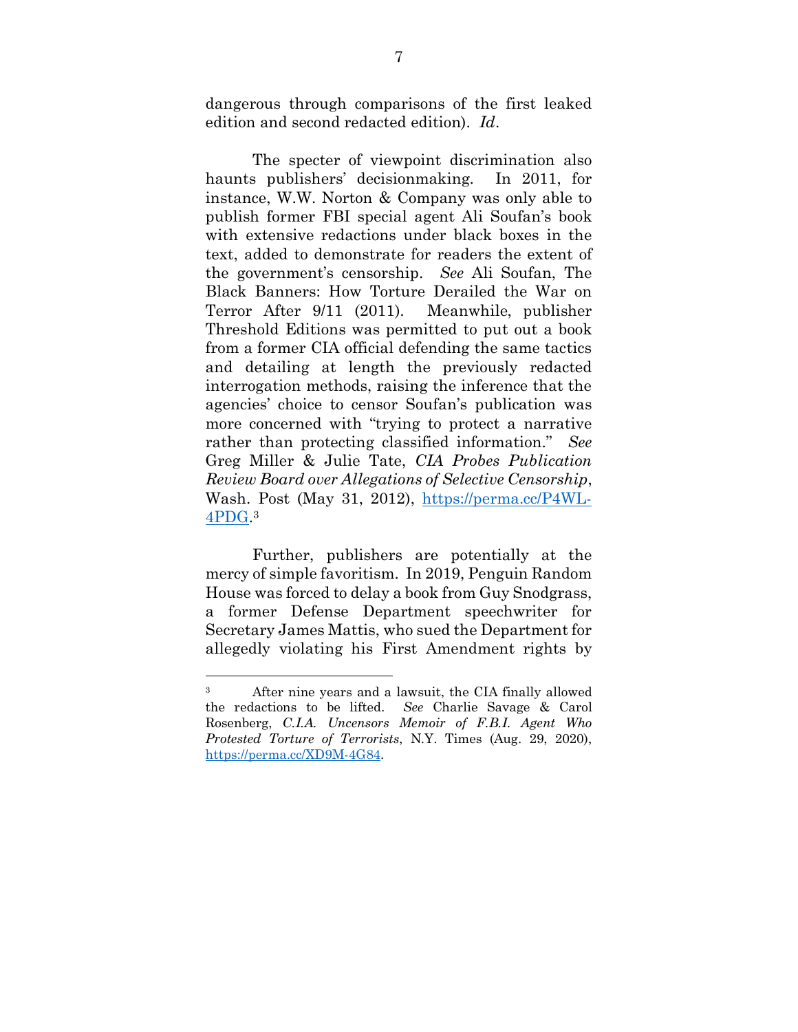dangerous through comparisons of the first leaked edition and second redacted edition). *Id*.

The specter of viewpoint discrimination also haunts publishers' decisionmaking. In 2011, for instance, W.W. Norton & Company was only able to publish former FBI special agent Ali Soufan's book with extensive redactions under black boxes in the text, added to demonstrate for readers the extent of the government's censorship. *See* Ali Soufan, The Black Banners: How Torture Derailed the War on Terror After 9/11 (2011). Meanwhile, publisher Threshold Editions was permitted to put out a book from a former CIA official defending the same tactics and detailing at length the previously redacted interrogation methods, raising the inference that the agencies' choice to censor Soufan's publication was more concerned with "trying to protect a narrative rather than protecting classified information." *See* Greg Miller & Julie Tate, *CIA Probes Publication Review Board over Allegations of Selective Censorship*, Wash. Post (May 31, 2012), https://perma.cc/P4WL-4PDG.[3]

Further, publishers are potentially at the mercy of simple favoritism. In 2019, Penguin Random House was forced to delay a book from Guy Snodgrass, a former Defense Department speechwriter for Secretary James Mattis, who sued the Department for allegedly violating his First Amendment rights by

---

[3] After nine years and a lawsuit, the CIA finally allowed the redactions to be lifted. *See* Charlie Savage & Carol Rosenberg, *C.I.A. Uncensors Memoir of F.B.I. Agent Who Protested Torture of Terrorists*, N.Y. Times (Aug. 29, 2020), https://perma.cc/XD9M-4G84.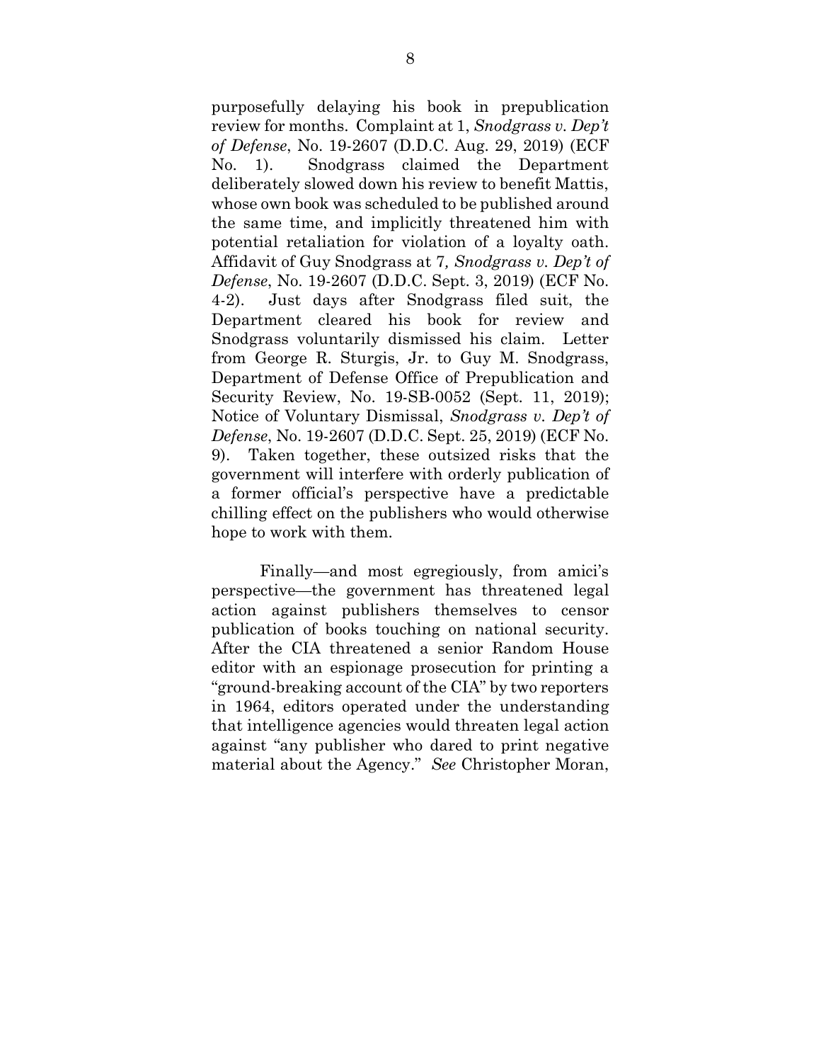purposefully delaying his book in prepublication review for months. Complaint at 1, *Snodgrass v. Dep't of Defense*, No. 19-2607 (D.D.C. Aug. 29, 2019) (ECF No. 1). Snodgrass claimed the Department deliberately slowed down his review to benefit Mattis, whose own book was scheduled to be published around the same time, and implicitly threatened him with potential retaliation for violation of a loyalty oath. Affidavit of Guy Snodgrass at 7*, Snodgrass v. Dep't of Defense*, No. 19-2607 (D.D.C. Sept. 3, 2019) (ECF No. 4-2). Just days after Snodgrass filed suit, the Department cleared his book for review and Snodgrass voluntarily dismissed his claim. Letter from George R. Sturgis, Jr. to Guy M. Snodgrass, Department of Defense Office of Prepublication and Security Review, No. 19-SB-0052 (Sept. 11, 2019); Notice of Voluntary Dismissal, *Snodgrass v. Dep't of Defense*, No. 19-2607 (D.D.C. Sept. 25, 2019) (ECF No. 9). Taken together, these outsized risks that the government will interfere with orderly publication of a former official's perspective have a predictable chilling effect on the publishers who would otherwise hope to work with them.

Finally—and most egregiously, from amici's perspective—the government has threatened legal action against publishers themselves to censor publication of books touching on national security. After the CIA threatened a senior Random House editor with an espionage prosecution for printing a "ground-breaking account of the CIA" by two reporters in 1964, editors operated under the understanding that intelligence agencies would threaten legal action against "any publisher who dared to print negative material about the Agency." *See* Christopher Moran,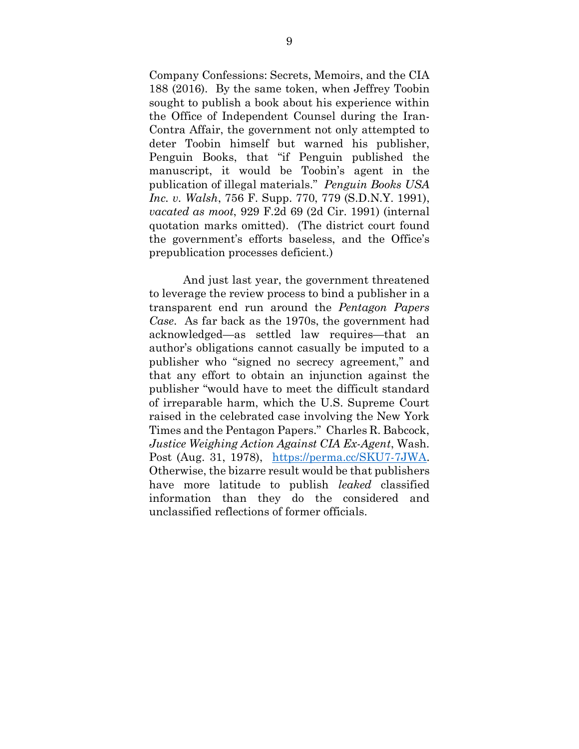Company Confessions: Secrets, Memoirs, and the CIA 188 (2016). By the same token, when Jeffrey Toobin sought to publish a book about his experience within the Office of Independent Counsel during the Iran-Contra Affair, the government not only attempted to deter Toobin himself but warned his publisher, Penguin Books, that "if Penguin published the manuscript, it would be Toobin's agent in the publication of illegal materials." *Penguin Books USA Inc. v. Walsh*, 756 F. Supp. 770, 779 (S.D.N.Y. 1991), *vacated as moot*, 929 F.2d 69 (2d Cir. 1991) (internal quotation marks omitted). (The district court found the government's efforts baseless, and the Office's prepublication processes deficient.)

And just last year, the government threatened to leverage the review process to bind a publisher in a transparent end run around the *Pentagon Papers Case*. As far back as the 1970s, the government had acknowledged—as settled law requires—that an author's obligations cannot casually be imputed to a publisher who "signed no secrecy agreement," and that any effort to obtain an injunction against the publisher "would have to meet the difficult standard of irreparable harm, which the U.S. Supreme Court raised in the celebrated case involving the New York Times and the Pentagon Papers." Charles R. Babcock, *Justice Weighing Action Against CIA Ex-Agent*, Wash. Post (Aug. 31, 1978), https://perma.cc/SKU7-7JWA. Otherwise, the bizarre result would be that publishers have more latitude to publish *leaked* classified information than they do the considered and unclassified reflections of former officials.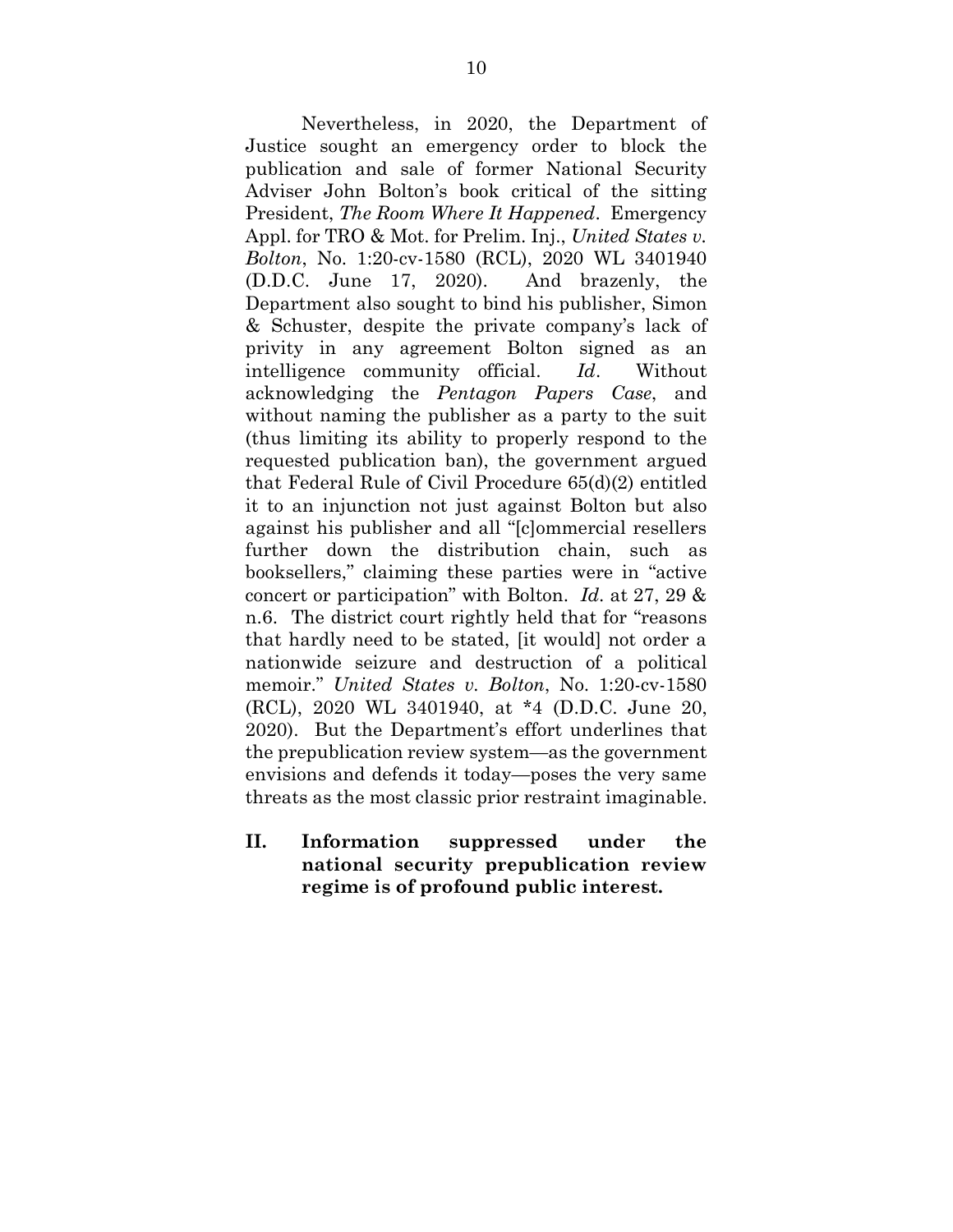Nevertheless, in 2020, the Department of Justice sought an emergency order to block the publication and sale of former National Security Adviser John Bolton's book critical of the sitting President, *The Room Where It Happened*. Emergency Appl. for TRO & Mot. for Prelim. Inj., *United States v. Bolton*, No. 1:20-cv-1580 (RCL), 2020 WL 3401940 (D.D.C. June 17, 2020). And brazenly, the Department also sought to bind his publisher, Simon & Schuster, despite the private company's lack of privity in any agreement Bolton signed as an intelligence community official. *Id*. Without acknowledging the *Pentagon Papers Case*, and without naming the publisher as a party to the suit (thus limiting its ability to properly respond to the requested publication ban), the government argued that Federal Rule of Civil Procedure 65(d)(2) entitled it to an injunction not just against Bolton but also against his publisher and all "[c]ommercial resellers further down the distribution chain, such as booksellers," claiming these parties were in "active concert or participation" with Bolton. *Id*. at 27, 29 & n.6. The district court rightly held that for "reasons that hardly need to be stated, [it would] not order a nationwide seizure and destruction of a political memoir." *United States v. Bolton*, No. 1:20-cv-1580 (RCL), 2020 WL 3401940, at *4 (D.D.C. June 20, 2020). But the Department's effort underlines that the prepublication review system—as the government envisions and defends it today—poses the very same threats as the most classic prior restraint imaginable.

## II. Information suppressed under the national security prepublication review regime is of profound public interest.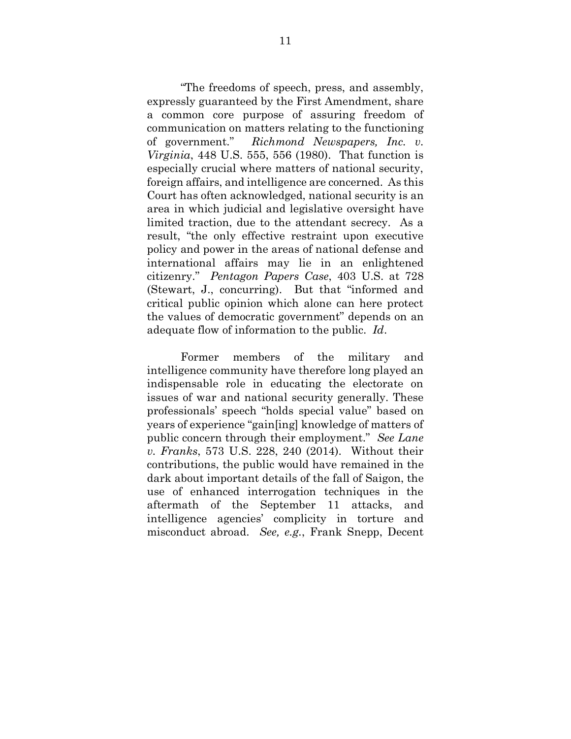"The freedoms of speech, press, and assembly, expressly guaranteed by the First Amendment, share a common core purpose of assuring freedom of communication on matters relating to the functioning of government." *Richmond Newspapers, Inc. v. Virginia*, 448 U.S. 555, 556 (1980). That function is especially crucial where matters of national security, foreign affairs, and intelligence are concerned. As this Court has often acknowledged, national security is an area in which judicial and legislative oversight have limited traction, due to the attendant secrecy. As a result, "the only effective restraint upon executive policy and power in the areas of national defense and international affairs may lie in an enlightened citizenry." *Pentagon Papers Case*, 403 U.S. at 728 (Stewart, J., concurring). But that "informed and critical public opinion which alone can here protect the values of democratic government" depends on an adequate flow of information to the public. *Id*.

Former members of the military and intelligence community have therefore long played an indispensable role in educating the electorate on issues of war and national security generally. These professionals' speech "holds special value" based on years of experience "gain[ing] knowledge of matters of public concern through their employment." *See Lane v. Franks*, 573 U.S. 228, 240 (2014). Without their contributions, the public would have remained in the dark about important details of the fall of Saigon, the use of enhanced interrogation techniques in the aftermath of the September 11 attacks, and intelligence agencies' complicity in torture and misconduct abroad. *See, e.g.*, Frank Snepp, Decent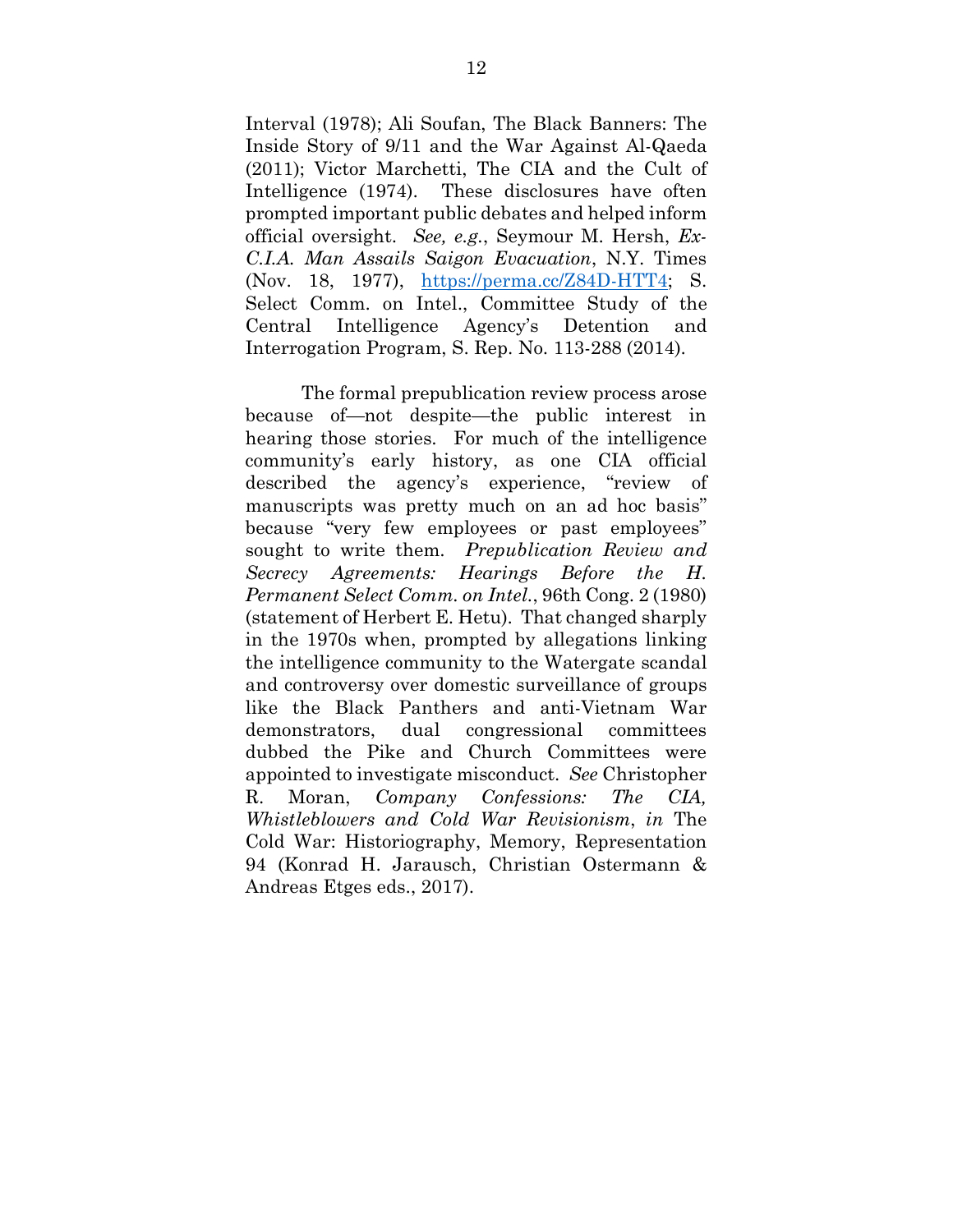Interval (1978); Ali Soufan, The Black Banners: The Inside Story of 9/11 and the War Against Al-Qaeda (2011); Victor Marchetti, The CIA and the Cult of Intelligence (1974). These disclosures have often prompted important public debates and helped inform official oversight. *See, e.g.*, Seymour M. Hersh, *Ex-C.I.A. Man Assails Saigon Evacuation*, N.Y. Times (Nov. 18, 1977), https://perma.cc/Z84D-HTT4; S. Select Comm. on Intel., Committee Study of the Central Intelligence Agency's Detention and Interrogation Program, S. Rep. No. 113-288 (2014).

The formal prepublication review process arose because of—not despite—the public interest in hearing those stories. For much of the intelligence community's early history, as one CIA official described the agency's experience, "review of manuscripts was pretty much on an ad hoc basis" because "very few employees or past employees" sought to write them. *Prepublication Review and Secrecy Agreements: Hearings Before the H. Permanent Select Comm. on Intel.*, 96th Cong. 2 (1980) (statement of Herbert E. Hetu). That changed sharply in the 1970s when, prompted by allegations linking the intelligence community to the Watergate scandal and controversy over domestic surveillance of groups like the Black Panthers and anti-Vietnam War demonstrators, dual congressional committees dubbed the Pike and Church Committees were appointed to investigate misconduct. *See* Christopher R. Moran, *Company Confessions: The CIA, Whistleblowers and Cold War Revisionism*, *in* The Cold War: Historiography, Memory, Representation 94 (Konrad H. Jarausch, Christian Ostermann & Andreas Etges eds., 2017).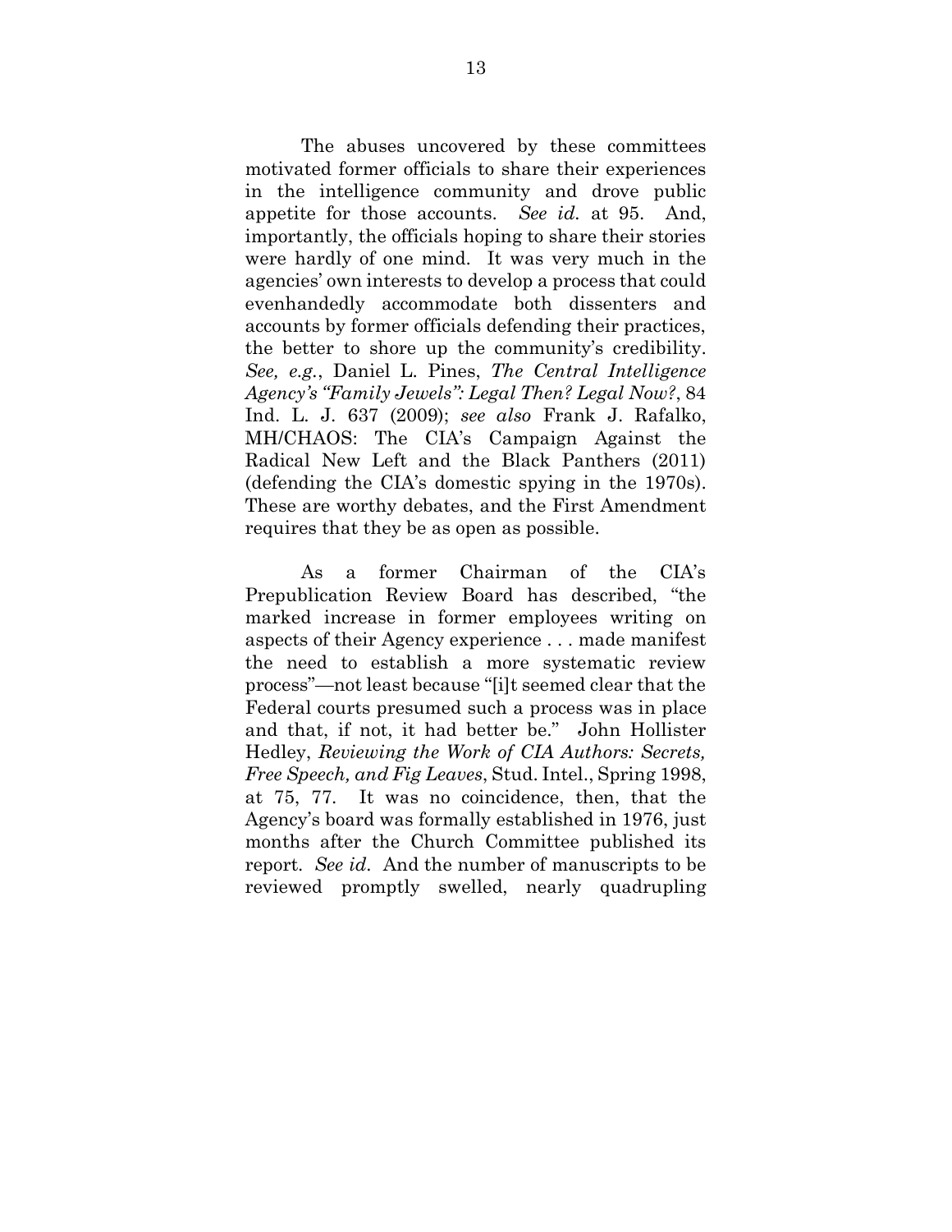The abuses uncovered by these committees motivated former officials to share their experiences in the intelligence community and drove public appetite for those accounts. *See id.* at 95. And, importantly, the officials hoping to share their stories were hardly of one mind. It was very much in the agencies' own interests to develop a process that could evenhandedly accommodate both dissenters and accounts by former officials defending their practices, the better to shore up the community's credibility. *See, e.g.*, Daniel L. Pines, *The Central Intelligence Agency's "Family Jewels": Legal Then? Legal Now?*, 84 Ind. L. J. 637 (2009); *see also* Frank J. Rafalko, MH/CHAOS: The CIA's Campaign Against the Radical New Left and the Black Panthers (2011) (defending the CIA's domestic spying in the 1970s). These are worthy debates, and the First Amendment requires that they be as open as possible.

As a former Chairman of the CIA's Prepublication Review Board has described, "the marked increase in former employees writing on aspects of their Agency experience . . . made manifest the need to establish a more systematic review process"—not least because "[i]t seemed clear that the Federal courts presumed such a process was in place and that, if not, it had better be." John Hollister Hedley, *Reviewing the Work of CIA Authors: Secrets, Free Speech, and Fig Leaves*, Stud. Intel., Spring 1998, at 75, 77. It was no coincidence, then, that the Agency's board was formally established in 1976, just months after the Church Committee published its report. *See id.* And the number of manuscripts to be reviewed promptly swelled, nearly quadrupling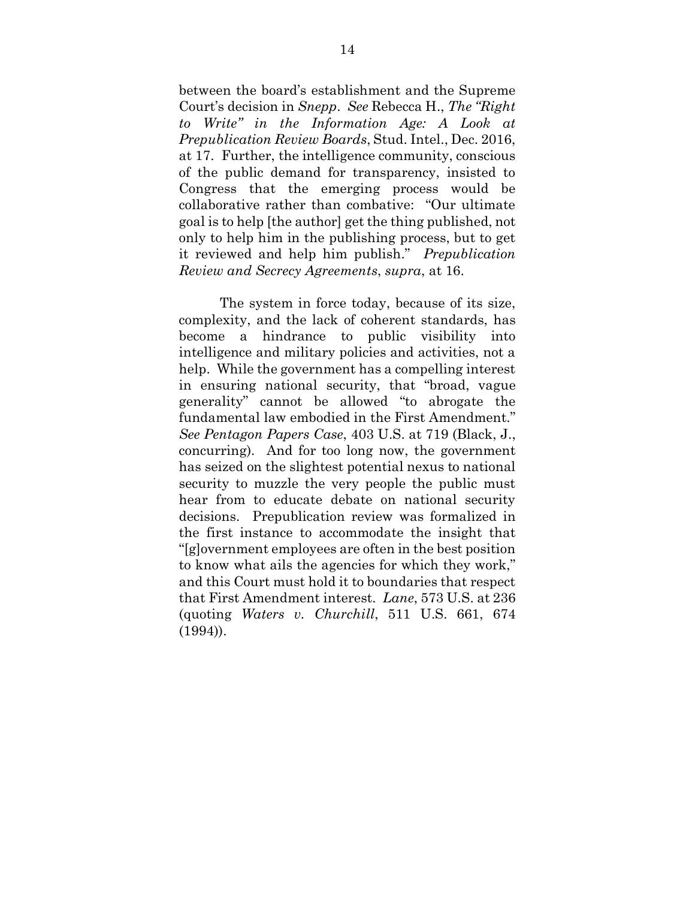between the board's establishment and the Supreme Court's decision in *Snepp*. *See* Rebecca H., *The "Right to Write" in the Information Age: A Look at Prepublication Review Boards*, Stud. Intel., Dec. 2016, at 17. Further, the intelligence community, conscious of the public demand for transparency, insisted to Congress that the emerging process would be collaborative rather than combative: "Our ultimate goal is to help [the author] get the thing published, not only to help him in the publishing process, but to get it reviewed and help him publish." *Prepublication Review and Secrecy Agreements*, *supra*, at 16.

The system in force today, because of its size, complexity, and the lack of coherent standards, has become a hindrance to public visibility into intelligence and military policies and activities, not a help. While the government has a compelling interest in ensuring national security, that "broad, vague generality" cannot be allowed "to abrogate the fundamental law embodied in the First Amendment." *See Pentagon Papers Case*, 403 U.S. at 719 (Black, J., concurring). And for too long now, the government has seized on the slightest potential nexus to national security to muzzle the very people the public must hear from to educate debate on national security decisions. Prepublication review was formalized in the first instance to accommodate the insight that "[g]overnment employees are often in the best position to know what ails the agencies for which they work," and this Court must hold it to boundaries that respect that First Amendment interest. *Lane*, 573 U.S. at 236 (quoting *Waters v. Churchill*, 511 U.S. 661, 674 (1994)).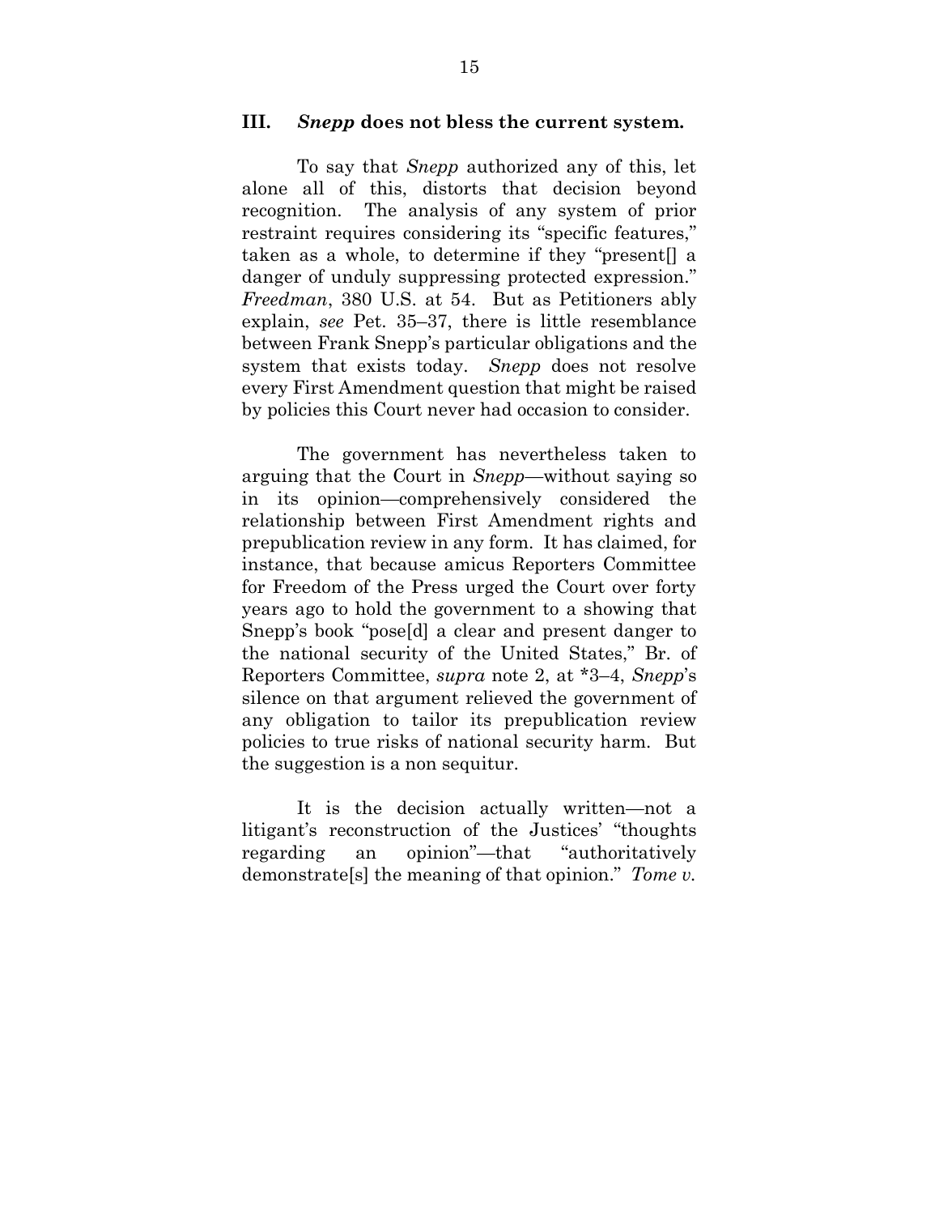## III. *Snepp* does not bless the current system.

To say that *Snepp* authorized any of this, let alone all of this, distorts that decision beyond recognition. The analysis of any system of prior restraint requires considering its "specific features," taken as a whole, to determine if they "present[] a danger of unduly suppressing protected expression." *Freedman*, 380 U.S. at 54. But as Petitioners ably explain, *see* Pet. 35–37, there is little resemblance between Frank Snepp's particular obligations and the system that exists today. *Snepp* does not resolve every First Amendment question that might be raised by policies this Court never had occasion to consider.

The government has nevertheless taken to arguing that the Court in *Snepp*—without saying so in its opinion—comprehensively considered the relationship between First Amendment rights and prepublication review in any form. It has claimed, for instance, that because amicus Reporters Committee for Freedom of the Press urged the Court over forty years ago to hold the government to a showing that Snepp's book "pose[d] a clear and present danger to the national security of the United States," Br. of Reporters Committee, *supra* note 2, at *3–4, *Snepp*'s silence on that argument relieved the government of any obligation to tailor its prepublication review policies to true risks of national security harm. But the suggestion is a non sequitur.

It is the decision actually written—not a litigant's reconstruction of the Justices' "thoughts regarding an opinion"—that "authoritatively demonstrate[s] the meaning of that opinion." *Tome v.*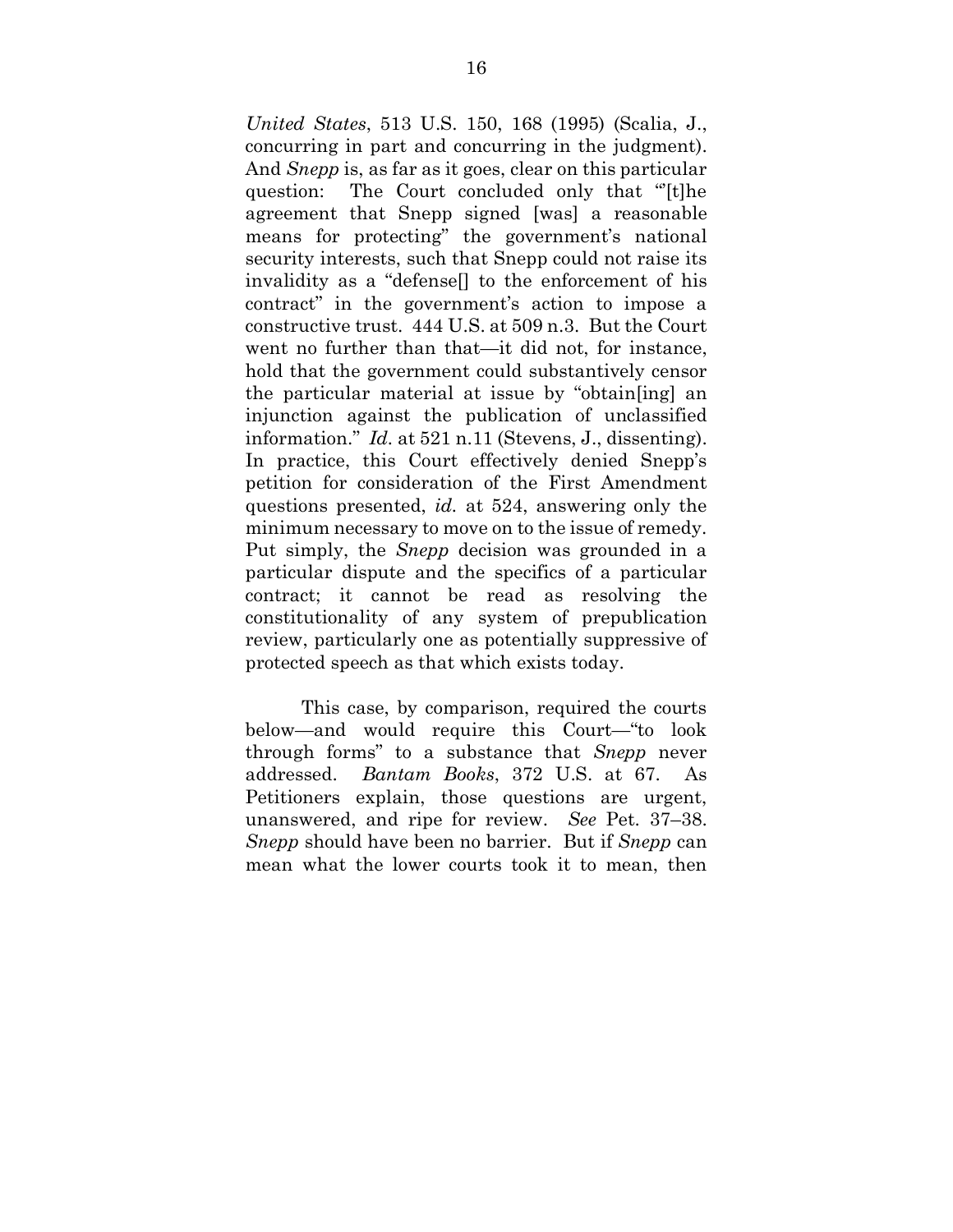*United States*, 513 U.S. 150, 168 (1995) (Scalia, J., concurring in part and concurring in the judgment). And *Snepp* is, as far as it goes, clear on this particular question: The Court concluded only that "'[t]he agreement that Snepp signed [was] a reasonable means for protecting" the government's national security interests, such that Snepp could not raise its invalidity as a "defense[] to the enforcement of his contract" in the government's action to impose a constructive trust. 444 U.S. at 509 n.3. But the Court went no further than that—it did not, for instance, hold that the government could substantively censor the particular material at issue by "obtain[ing] an injunction against the publication of unclassified information." *Id.* at 521 n.11 (Stevens, J., dissenting). In practice, this Court effectively denied Snepp's petition for consideration of the First Amendment questions presented, *id.* at 524, answering only the minimum necessary to move on to the issue of remedy. Put simply, the *Snepp* decision was grounded in a particular dispute and the specifics of a particular contract; it cannot be read as resolving the constitutionality of any system of prepublication review, particularly one as potentially suppressive of protected speech as that which exists today.

This case, by comparison, required the courts below—and would require this Court—"to look through forms" to a substance that *Snepp* never addressed. *Bantam Books*, 372 U.S. at 67. As Petitioners explain, those questions are urgent, unanswered, and ripe for review. *See* Pet. 37–38. *Snepp* should have been no barrier. But if *Snepp* can mean what the lower courts took it to mean, then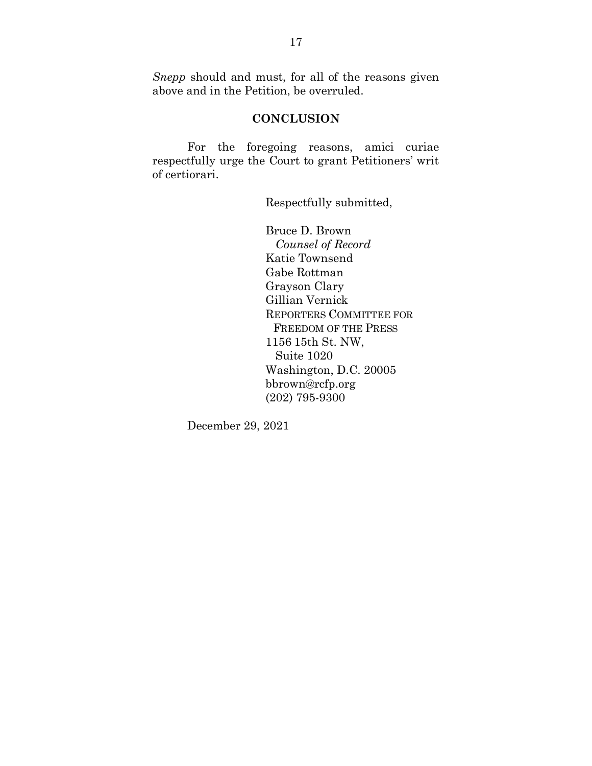*Snepp* should and must, for all of the reasons given above and in the Petition, be overruled.

## CONCLUSION

For the foregoing reasons, amici curiae respectfully urge the Court to grant Petitioners' writ of certiorari.

Respectfully submitted,

Bruce D. Brown
*Counsel of Record*
Katie Townsend
Gabe Rottman
Grayson Clary
Gillian Vernick
REPORTERS COMMITTEE FOR FREEDOM OF THE PRESS
1156 15th St. NW,
Suite 1020
Washington, D.C. 20005
bbrown@rcfp.org
(202) 795-9300

December 29, 2021